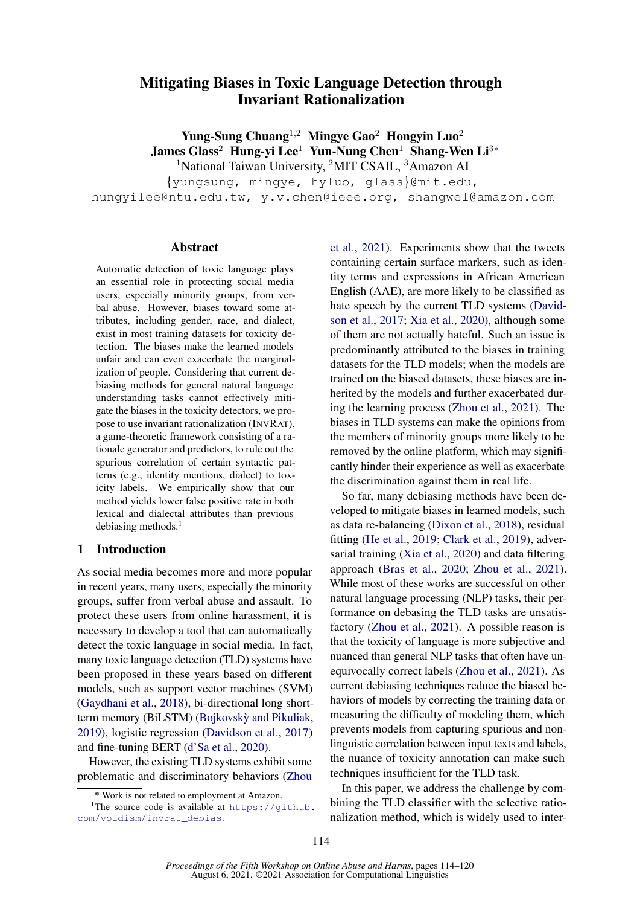# Mitigating Biases in Toxic Language Detection through Invariant Rationalization

**Yung-Sung Chuang**[1,2] **Mingye Gao**[2] **Hongyin Luo**[2]
**James Glass**[2] **Hung-yi Lee**[1] **Yun-Nung Chen**[1] **Shang-Wen Li**[3*]

[1]National Taiwan University, [2]MIT CSAIL, [3]Amazon AI

{yungsung, mingye, hyluo, glass}@mit.edu,
hungyilee@ntu.edu.tw, y.v.chen@ieee.org, shangwel@amazon.com

## Abstract

Automatic detection of toxic language plays an essential role in protecting social media users, especially minority groups, from verbal abuse. However, biases toward some attributes, including gender, race, and dialect, exist in most training datasets for toxicity detection. The biases make the learned models unfair and can even exacerbate the marginalization of people. Considering that current debiasing methods for general natural language understanding tasks cannot effectively mitigate the biases in the toxicity detectors, we propose to use invariant rationalization (INVRAT), a game-theoretic framework consisting of a rationale generator and predictors, to rule out the spurious correlation of certain syntactic patterns (e.g., identity mentions, dialect) to toxicity labels. We empirically show that our method yields lower false positive rate in both lexical and dialectal attributes than previous debiasing methods.[1]

## 1 Introduction

As social media becomes more and more popular in recent years, many users, especially the minority groups, suffer from verbal abuse and assault. To protect these users from online harassment, it is necessary to develop a tool that can automatically detect the toxic language in social media. In fact, many toxic language detection (TLD) systems have been proposed in these years based on different models, such as support vector machines (SVM) (Gaydhani et al., 2018), bi-directional long short-term memory (BiLSTM) (Bojkovský and Pikuliak, 2019), logistic regression (Davidson et al., 2017) and fine-tuning BERT (d'Sa et al., 2020).

However, the existing TLD systems exhibit some problematic and discriminatory behaviors (Zhou et al., 2021). Experiments show that the tweets containing certain surface markers, such as identity terms and expressions in African American English (AAE), are more likely to be classified as hate speech by the current TLD systems (Davidson et al., 2017; Xia et al., 2020), although some of them are not actually hateful. Such an issue is predominantly attributed to the biases in training datasets for the TLD models; when the models are trained on the biased datasets, these biases are inherited by the models and further exacerbated during the learning process (Zhou et al., 2021). The biases in TLD systems can make the opinions from the members of minority groups more likely to be removed by the online platform, which may significantly hinder their experience as well as exacerbate the discrimination against them in real life.

So far, many debiasing methods have been developed to mitigate biases in learned models, such as data re-balancing (Dixon et al., 2018), residual fitting (He et al., 2019; Clark et al., 2019), adversarial training (Xia et al., 2020) and data filtering approach (Bras et al., 2020; Zhou et al., 2021). While most of these works are successful on other natural language processing (NLP) tasks, their performance on debasing the TLD tasks are unsatisfactory (Zhou et al., 2021). A possible reason is that the toxicity of language is more subjective and nuanced than general NLP tasks that often have unequivocally correct labels (Zhou et al., 2021). As current debiasing techniques reduce the biased behaviors of models by correcting the training data or measuring the difficulty of modeling them, which prevents models from capturing spurious and non-linguistic correlation between input texts and labels, the nuance of toxicity annotation can make such techniques insufficient for the TLD task.

In this paper, we address the challenge by combining the TLD classifier with the selective rationalization method, which is widely used to inter-

---

* Work is not related to employment at Amazon.

[1]The source code is available at https://github.com/voidism/invrat_debias.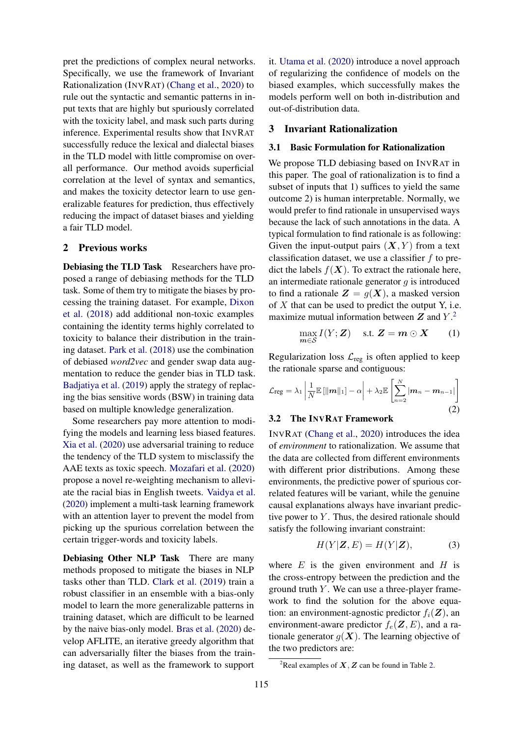pret the predictions of complex neural networks. Specifically, we use the framework of Invariant Rationalization (INVRAT) (Chang et al., 2020) to rule out the syntactic and semantic patterns in input texts that are highly but spuriously correlated with the toxicity label, and mask such parts during inference. Experimental results show that INVRAT successfully reduce the lexical and dialectal biases in the TLD model with little compromise on overall performance. Our method avoids superficial correlation at the level of syntax and semantics, and makes the toxicity detector learn to use generalizable features for prediction, thus effectively reducing the impact of dataset biases and yielding a fair TLD model.

## 2 Previous works

**Debiasing the TLD Task** Researchers have proposed a range of debiasing methods for the TLD task. Some of them try to mitigate the biases by processing the training dataset. For example, Dixon et al. (2018) add additional non-toxic examples containing the identity terms highly correlated to toxicity to balance their distribution in the training dataset. Park et al. (2018) use the combination of debiased *word2vec* and gender swap data augmentation to reduce the gender bias in TLD task. Badjatiya et al. (2019) apply the strategy of replacing the bias sensitive words (BSW) in training data based on multiple knowledge generalization.

Some researchers pay more attention to modifying the models and learning less biased features. Xia et al. (2020) use adversarial training to reduce the tendency of the TLD system to misclassify the AAE texts as toxic speech. Mozafari et al. (2020) propose a novel re-weighting mechanism to alleviate the racial bias in English tweets. Vaidya et al. (2020) implement a multi-task learning framework with an attention layer to prevent the model from picking up the spurious correlation between the certain trigger-words and toxicity labels.

**Debiasing Other NLP Task** There are many methods proposed to mitigate the biases in NLP tasks other than TLD. Clark et al. (2019) train a robust classifier in an ensemble with a bias-only model to learn the more generalizable patterns in training dataset, which are difficult to be learned by the naive bias-only model. Bras et al. (2020) develop AFLITE, an iterative greedy algorithm that can adversarially filter the biases from the training dataset, as well as the framework to support it. Utama et al. (2020) introduce a novel approach of regularizing the confidence of models on the biased examples, which successfully makes the models perform well on both in-distribution and out-of-distribution data.

## 3 Invariant Rationalization

### 3.1 Basic Formulation for Rationalization

We propose TLD debiasing based on INVRAT in this paper. The goal of rationalization is to find a subset of inputs that 1) suffices to yield the same outcome 2) is human interpretable. Normally, we would prefer to find rationale in unsupervised ways because the lack of such annotations in the data. A typical formulation to find rationale is as following: Given the input-output pairs $(\boldsymbol{X}, Y)$ from a text classification dataset, we use a classifier $f$ to predict the labels $f(\boldsymbol{X})$. To extract the rationale here, an intermediate rationale generator $g$ is introduced to find a rationale $\boldsymbol{Z} = g(\boldsymbol{X})$, a masked version of $X$ that can be used to predict the output Y, i.e. maximize mutual information between $\boldsymbol{Z}$ and $Y$.[2]

$$\max_{\boldsymbol{m} \in \mathcal{S}} I(Y; \boldsymbol{Z}) \quad \text{s.t. } \boldsymbol{Z} = \boldsymbol{m} \odot \boldsymbol{X} \tag{1}$$

Regularization loss $\mathcal{L}_{\text{reg}}$ is often applied to keep the rationale sparse and contiguous:

$$\mathcal{L}_{\text{reg}} = \lambda_1 \left| \frac{1}{N} \mathbb{E}\left[\|\boldsymbol{m}\|_1\right] - \alpha \right| + \lambda_2 \mathbb{E}\left[\sum_{n=2}^{N} |\boldsymbol{m}_n - \boldsymbol{m}_{n-1}|\right] \tag{2}$$

### 3.2 The INVRAT Framework

INVRAT (Chang et al., 2020) introduces the idea of *environment* to rationalization. We assume that the data are collected from different environments with different prior distributions. Among these environments, the predictive power of spurious correlated features will be variant, while the genuine causal explanations always have invariant predictive power to $Y$. Thus, the desired rationale should satisfy the following invariant constraint:

$$H(Y|\boldsymbol{Z}, E) = H(Y|\boldsymbol{Z}), \tag{3}$$

where $E$ is the given environment and $H$ is the cross-entropy between the prediction and the ground truth $Y$. We can use a three-player framework to find the solution for the above equation: an environment-agnostic predictor $f_i(\boldsymbol{Z})$, an environment-aware predictor $f_e(\boldsymbol{Z}, E)$, and a rationale generator $g(\boldsymbol{X})$. The learning objective of the two predictors are:

[2] Real examples of $\boldsymbol{X}, \boldsymbol{Z}$ can be found in Table 2.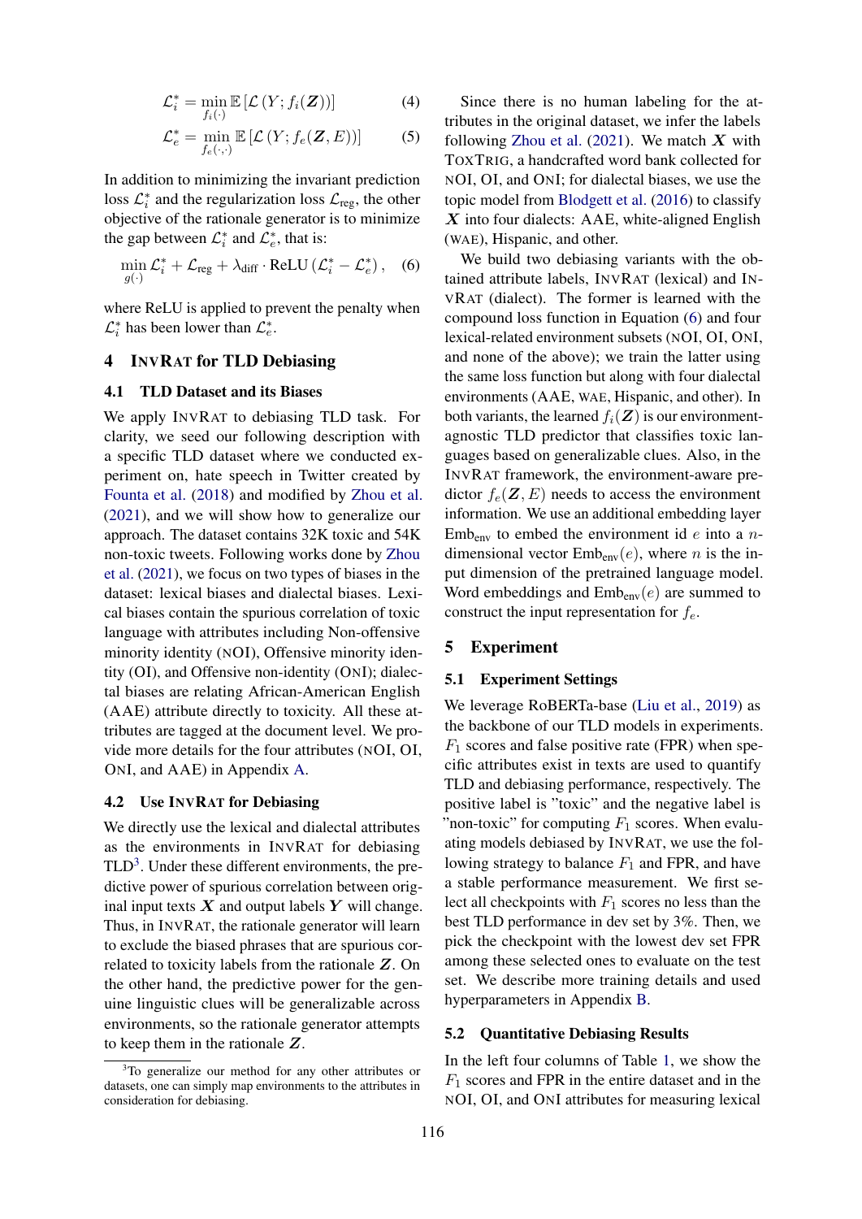$$\mathcal{L}_i^* = \min_{f_i(\cdot)} \mathbb{E}\left[\mathcal{L}\left(Y; f_i(\boldsymbol{Z})\right)\right] \tag{4}$$

$$\mathcal{L}_e^* = \min_{f_e(\cdot,\cdot)} \mathbb{E}\left[\mathcal{L}\left(Y; f_e(\boldsymbol{Z}, E)\right)\right] \tag{5}$$

In addition to minimizing the invariant prediction loss $\mathcal{L}_i^*$ and the regularization loss $\mathcal{L}_{\text{reg}}$, the other objective of the rationale generator is to minimize the gap between $\mathcal{L}_i^*$ and $\mathcal{L}_e^*$, that is:

$$\min_{g(\cdot)} \mathcal{L}_i^* + \mathcal{L}_{\text{reg}} + \lambda_{\text{diff}} \cdot \text{ReLU}\left(\mathcal{L}_i^* - \mathcal{L}_e^*\right), \tag{6}$$

where ReLU is applied to prevent the penalty when $\mathcal{L}_i^*$ has been lower than $\mathcal{L}_e^*$.

## 4 InvRat for TLD Debiasing

### 4.1 TLD Dataset and its Biases

We apply InvRat to debiasing TLD task. For clarity, we seed our following description with a specific TLD dataset where we conducted experiment on, hate speech in Twitter created by Founta et al. (2018) and modified by Zhou et al. (2021), and we will show how to generalize our approach. The dataset contains 32K toxic and 54K non-toxic tweets. Following works done by Zhou et al. (2021), we focus on two types of biases in the dataset: lexical biases and dialectal biases. Lexical biases contain the spurious correlation of toxic language with attributes including Non-offensive minority identity (NOI), Offensive minority identity (OI), and Offensive non-identity (ONI); dialectal biases are relating African-American English (AAE) attribute directly to toxicity. All these attributes are tagged at the document level. We provide more details for the four attributes (NOI, OI, ONI, and AAE) in Appendix A.

### 4.2 Use InvRat for Debiasing

We directly use the lexical and dialectal attributes as the environments in InvRat for debiasing TLD[3]. Under these different environments, the predictive power of spurious correlation between original input texts $\boldsymbol{X}$ and output labels $\boldsymbol{Y}$ will change. Thus, in InvRat, the rationale generator will learn to exclude the biased phrases that are spurious correlated to toxicity labels from the rationale $\boldsymbol{Z}$. On the other hand, the predictive power for the genuine linguistic clues will be generalizable across environments, so the rationale generator attempts to keep them in the rationale $\boldsymbol{Z}$.

[3]To generalize our method for any other attributes or datasets, one can simply map environments to the attributes in consideration for debiasing.

Since there is no human labeling for the attributes in the original dataset, we infer the labels following Zhou et al. (2021). We match $\boldsymbol{X}$ with ToxTrig, a handcrafted word bank collected for NOI, OI, and ONI; for dialectal biases, we use the topic model from Blodgett et al. (2016) to classify $\boldsymbol{X}$ into four dialects: AAE, white-aligned English (WAE), Hispanic, and other.

We build two debiasing variants with the obtained attribute labels, InvRat (lexical) and InvRat (dialect). The former is learned with the compound loss function in Equation (6) and four lexical-related environment subsets (NOI, OI, ONI, and none of the above); we train the latter using the same loss function but along with four dialectal environments (AAE, WAE, Hispanic, and other). In both variants, the learned $f_i(\boldsymbol{Z})$ is our environment-agnostic TLD predictor that classifies toxic languages based on generalizable clues. Also, in the InvRat framework, the environment-aware predictor $f_e(\boldsymbol{Z}, E)$ needs to access the environment information. We use an additional embedding layer $\text{Emb}_{\text{env}}$ to embed the environment id $e$ into a $n$-dimensional vector $\text{Emb}_{\text{env}}(e)$, where $n$ is the input dimension of the pretrained language model. Word embeddings and $\text{Emb}_{\text{env}}(e)$ are summed to construct the input representation for $f_e$.

## 5 Experiment

### 5.1 Experiment Settings

We leverage RoBERTa-base (Liu et al., 2019) as the backbone of our TLD models in experiments. $F_1$ scores and false positive rate (FPR) when specific attributes exist in texts are used to quantify TLD and debiasing performance, respectively. The positive label is "toxic" and the negative label is "non-toxic" for computing $F_1$ scores. When evaluating models debiased by InvRat, we use the following strategy to balance $F_1$ and FPR, and have a stable performance measurement. We first select all checkpoints with $F_1$ scores no less than the best TLD performance in dev set by 3%. Then, we pick the checkpoint with the lowest dev set FPR among these selected ones to evaluate on the test set. We describe more training details and used hyperparameters in Appendix B.

### 5.2 Quantitative Debiasing Results

In the left four columns of Table 1, we show the $F_1$ scores and FPR in the entire dataset and in the NOI, OI, and ONI attributes for measuring lexical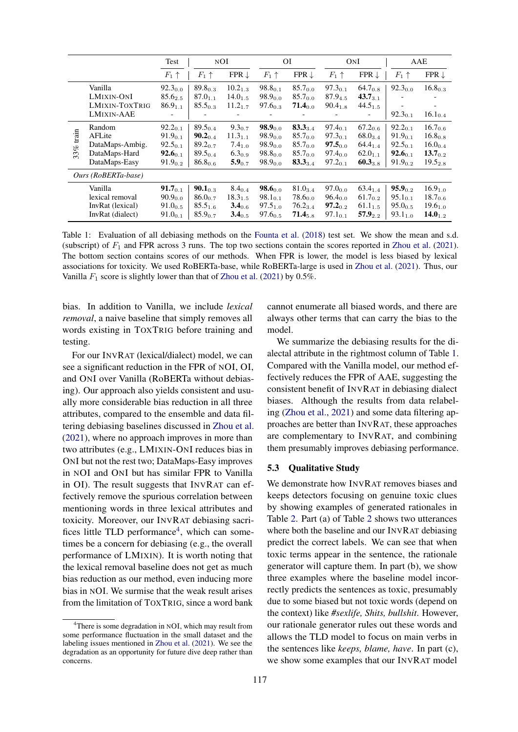| | | Test | NOI | | OI | | ONI | | AAE | |
|---|---|---|---|---|---|---|---|---|---|---|
| | | $F_1 \uparrow$ | $F_1 \uparrow$ | FPR $\downarrow$ | $F_1 \uparrow$ | FPR $\downarrow$ | $F_1 \uparrow$ | FPR $\downarrow$ | $F_1 \uparrow$ | FPR $\downarrow$ |
| | Vanilla | $92.3_{0.0}$ | $89.8_{0.3}$ | $10.2_{1.3}$ | $98.8_{0.1}$ | $85.7_{0.0}$ | $97.3_{0.1}$ | $64.7_{0.8}$ | $92.3_{0.0}$ | $16.8_{0.3}$ |
| | LMixin-ONI | $85.6_{2.5}$ | $87.0_{1.1}$ | $14.0_{1.5}$ | $98.9_{0.0}$ | $85.7_{0.0}$ | $87.9_{4.5}$ | $\mathbf{43.7}_{3.1}$ | - | - |
| | LMixin-ToxTrig | $86.9_{1.1}$ | $85.5_{0.3}$ | $11.2_{1.7}$ | $97.6_{0.3}$ | $\mathbf{71.4}_{0.0}$ | $90.4_{1.8}$ | $44.5_{1.5}$ | - | - |
| | LMixin-AAE | - | - | - | - | - | - | - | $92.3_{0.1}$ | $16.1_{0.4}$ |
| 33% train | Random | $92.2_{0.1}$ | $89.5_{0.4}$ | $9.3_{0.7}$ | $\mathbf{98.9}_{0.0}$ | $\mathbf{83.3}_{3.4}$ | $97.4_{0.1}$ | $67.2_{0.6}$ | $92.2_{0.1}$ | $16.7_{0.6}$ |
| 33% train | AFLite | $91.9_{0.1}$ | $\mathbf{90.2}_{0.4}$ | $11.3_{1.1}$ | $98.9_{0.0}$ | $85.7_{0.0}$ | $97.3_{0.1}$ | $68.0_{3.4}$ | $91.9_{0.1}$ | $16.8_{0.8}$ |
| 33% train | DataMaps-Ambig. | $92.5_{0.1}$ | $89.2_{0.7}$ | $7.4_{1.0}$ | $98.9_{0.0}$ | $85.7_{0.0}$ | $\mathbf{97.5}_{0.0}$ | $64.4_{1.4}$ | $92.5_{0.1}$ | $16.0_{0.4}$ |
| 33% train | DataMaps-Hard | $\mathbf{92.6}_{0.1}$ | $89.5_{0.4}$ | $6.3_{0.9}$ | $98.8_{0.0}$ | $85.7_{0.0}$ | $97.4_{0.0}$ | $62.0_{1.1}$ | $\mathbf{92.6}_{0.1}$ | $\mathbf{13.7}_{0.2}$ |
| 33% train | DataMaps-Easy | $91.9_{0.2}$ | $86.8_{0.6}$ | $\mathbf{5.9}_{0.7}$ | $98.9_{0.0}$ | $\mathbf{83.3}_{3.4}$ | $97.2_{0.1}$ | $\mathbf{60.3}_{3.8}$ | $91.9_{0.2}$ | $19.5_{2.8}$ |
| *Ours (RoBERTa-base)* | | | | | | | | | | |
| | Vanilla | $\mathbf{91.7}_{0.1}$ | $\mathbf{90.1}_{0.3}$ | $8.4_{0.4}$ | $\mathbf{98.6}_{0.0}$ | $81.0_{3.4}$ | $97.0_{0.0}$ | $63.4_{1.4}$ | $\mathbf{95.9}_{0.2}$ | $16.9_{1.0}$ |
| | lexical removal | $90.9_{0.0}$ | $86.0_{0.7}$ | $18.3_{1.5}$ | $98.1_{0.1}$ | $78.6_{0.0}$ | $96.4_{0.0}$ | $61.7_{0.2}$ | $95.1_{0.1}$ | $18.7_{0.6}$ |
| | InvRat (lexical) | $91.0_{0.5}$ | $85.5_{1.6}$ | $\mathbf{3.4}_{0.6}$ | $97.5_{1.0}$ | $76.2_{3.4}$ | $\mathbf{97.2}_{0.2}$ | $61.1_{1.5}$ | $95.0_{0.5}$ | $19.6_{1.0}$ |
| | InvRat (dialect) | $91.0_{0.1}$ | $85.9_{0.7}$ | $\mathbf{3.4}_{0.5}$ | $97.6_{0.5}$ | $\mathbf{71.4}_{5.8}$ | $97.1_{0.1}$ | $\mathbf{57.9}_{2.2}$ | $93.1_{1.0}$ | $\mathbf{14.0}_{1.2}$ |

Table 1: Evaluation of all debiasing methods on the Founta et al. (2018) test set. We show the mean and s.d. (subscript) of $F_1$ and FPR across 3 runs. The top two sections contain the scores reported in Zhou et al. (2021). The bottom section contains scores of our methods. When FPR is lower, the model is less biased by lexical associations for toxicity. We used RoBERTa-base, while RoBERTa-large is used in Zhou et al. (2021). Thus, our Vanilla $F_1$ score is slightly lower than that of Zhou et al. (2021) by 0.5%.

bias. In addition to Vanilla, we include *lexical removal*, a naive baseline that simply removes all words existing in ToxTrig before training and testing.

For our InvRat (lexical/dialect) model, we can see a significant reduction in the FPR of NOI, OI, and ONI over Vanilla (RoBERTa without debiasing). Our approach also yields consistent and usually more considerable bias reduction in all three attributes, compared to the ensemble and data filtering debiasing baselines discussed in Zhou et al. (2021), where no approach improves in more than two attributes (e.g., LMixin-ONI reduces bias in ONI but not the rest two; DataMaps-Easy improves in NOI and ONI but has similar FPR to Vanilla in OI). The result suggests that InvRat can effectively remove the spurious correlation between mentioning words in three lexical attributes and toxicity. Moreover, our InvRat debiasing sacrifices little TLD performance[4], which can sometimes be a concern for debiasing (e.g., the overall performance of LMixin). It is worth noting that the lexical removal baseline does not get as much bias reduction as our method, even inducing more bias in NOI. We surmise that the weak results arise from the limitation of ToxTrig, since a word bank cannot enumerate all biased words, and there are always other terms that can carry the bias to the model.

We summarize the debiasing results for the dialectal attribute in the rightmost column of Table 1. Compared with the Vanilla model, our method effectively reduces the FPR of AAE, suggesting the consistent benefit of InvRat in debiasing dialect biases. Although the results from data relabeling (Zhou et al., 2021) and some data filtering approaches are better than InvRat, these approaches are complementary to InvRat, and combining them presumably improves debiasing performance.

### 5.3 Qualitative Study

We demonstrate how InvRat removes biases and keeps detectors focusing on genuine toxic clues by showing examples of generated rationales in Table 2. Part (a) of Table 2 shows two utterances where both the baseline and our InvRat debiasing predict the correct labels. We can see that when toxic terms appear in the sentence, the rationale generator will capture them. In part (b), we show three examples where the baseline model incorrectly predicts the sentences as toxic, presumably due to some biased but not toxic words (depend on the context) like *#sexlife, Shits, bullshit*. However, our rationale generator rules out these words and allows the TLD model to focus on main verbs in the sentences like *keeps, blame, have*. In part (c), we show some examples that our InvRat model

[4]There is some degradation in NOI, which may result from some performance fluctuation in the small dataset and the labeling issues mentioned in Zhou et al. (2021). We see the degradation as an opportunity for future dive deep rather than concerns.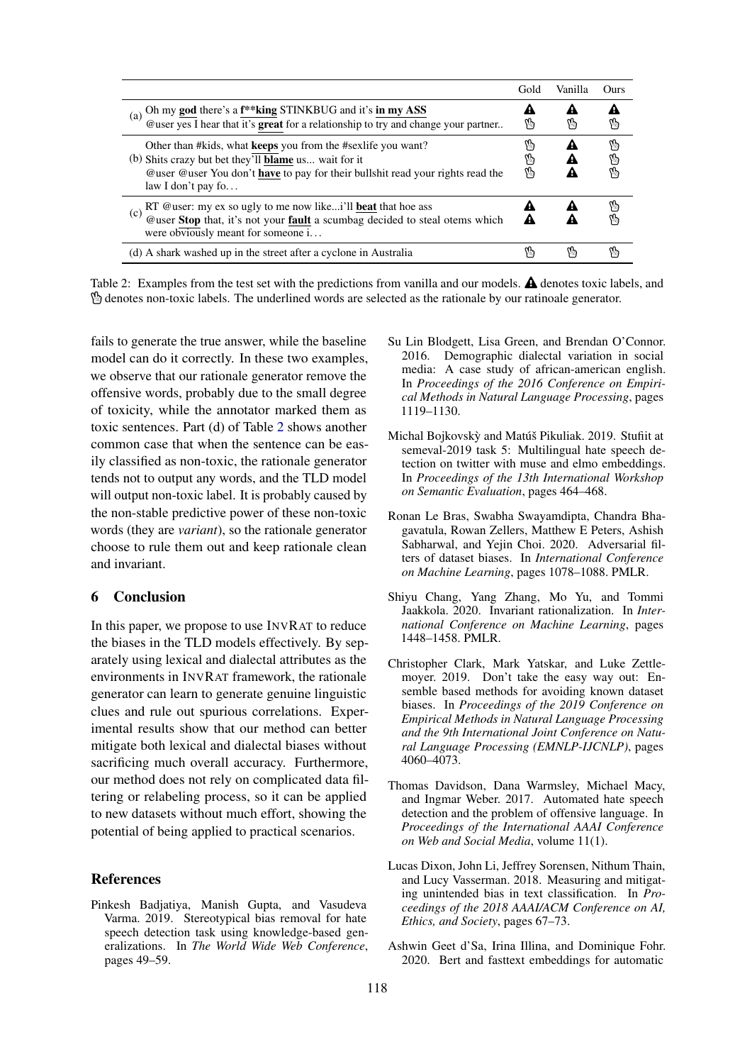| | Gold | Vanilla | Ours |
|---|---|---|---|
| (a) Oh my **god** there's a **f**king** STINKBUG and it's **in my ASS** | ⚠ | ⚠ | ⚠ |
| @user yes I hear that it's **great** for a relationship to try and change your partner.. | 👌 | 👌 | 👌 |
| (b) Other than #kids, what **keeps** you from the #sexlife you want? | 👌 | ⚠ | 👌 |
| Shits crazy but bet they'll **blame** us... wait for it | 👌 | ⚠ | 👌 |
| @user @user You don't **have** to pay for their bullshit read your rights read the law I don't pay fo… | 👌 | ⚠ | 👌 |
| (c) RT @user: my ex so ugly to me now like...i'll **beat** that hoe ass | ⚠ | ⚠ | 👌 |
| @user **Stop** that, it's not your **fault** a scumbag decided to steal otems which were obviously meant for someone i… | ⚠ | ⚠ | 👌 |
| (d) A shark washed up in the street after a cyclone in Australia | 👌 | 👌 | 👌 |

Table 2: Examples from the test set with the predictions from vanilla and our models. ⚠ denotes toxic labels, and 👌 denotes non-toxic labels. The underlined words are selected as the rationale by our ratinoale generator.

fails to generate the true answer, while the baseline model can do it correctly. In these two examples, we observe that our rationale generator remove the offensive words, probably due to the small degree of toxicity, while the annotator marked them as toxic sentences. Part (d) of Table 2 shows another common case that when the sentence can be easily classified as non-toxic, the rationale generator tends not to output any words, and the TLD model will output non-toxic label. It is probably caused by the non-stable predictive power of these non-toxic words (they are *variant*), so the rationale generator choose to rule them out and keep rationale clean and invariant.

## 6 Conclusion

In this paper, we propose to use INVRAT to reduce the biases in the TLD models effectively. By separately using lexical and dialectal attributes as the environments in INVRAT framework, the rationale generator can learn to generate genuine linguistic clues and rule out spurious correlations. Experimental results show that our method can better mitigate both lexical and dialectal biases without sacrificing much overall accuracy. Furthermore, our method does not rely on complicated data filtering or relabeling process, so it can be applied to new datasets without much effort, showing the potential of being applied to practical scenarios.

## References

Pinkesh Badjatiya, Manish Gupta, and Vasudeva Varma. 2019. Stereotypical bias removal for hate speech detection task using knowledge-based generalizations. In *The World Wide Web Conference*, pages 49–59.

Su Lin Blodgett, Lisa Green, and Brendan O'Connor. 2016. Demographic dialectal variation in social media: A case study of african-american english. In *Proceedings of the 2016 Conference on Empirical Methods in Natural Language Processing*, pages 1119–1130.

Michal Bojkovskỳ and Matúš Pikuliak. 2019. Stufiit at semeval-2019 task 5: Multilingual hate speech detection on twitter with muse and elmo embeddings. In *Proceedings of the 13th International Workshop on Semantic Evaluation*, pages 464–468.

Ronan Le Bras, Swabha Swayamdipta, Chandra Bhagavatula, Rowan Zellers, Matthew E Peters, Ashish Sabharwal, and Yejin Choi. 2020. Adversarial filters of dataset biases. In *International Conference on Machine Learning*, pages 1078–1088. PMLR.

Shiyu Chang, Yang Zhang, Mo Yu, and Tommi Jaakkola. 2020. Invariant rationalization. In *International Conference on Machine Learning*, pages 1448–1458. PMLR.

Christopher Clark, Mark Yatskar, and Luke Zettlemoyer. 2019. Don't take the easy way out: Ensemble based methods for avoiding known dataset biases. In *Proceedings of the 2019 Conference on Empirical Methods in Natural Language Processing and the 9th International Joint Conference on Natural Language Processing (EMNLP-IJCNLP)*, pages 4060–4073.

Thomas Davidson, Dana Warmsley, Michael Macy, and Ingmar Weber. 2017. Automated hate speech detection and the problem of offensive language. In *Proceedings of the International AAAI Conference on Web and Social Media*, volume 11(1).

Lucas Dixon, John Li, Jeffrey Sorensen, Nithum Thain, and Lucy Vasserman. 2018. Measuring and mitigating unintended bias in text classification. In *Proceedings of the 2018 AAAI/ACM Conference on AI, Ethics, and Society*, pages 67–73.

Ashwin Geet d'Sa, Irina Illina, and Dominique Fohr. 2020. Bert and fasttext embeddings for automatic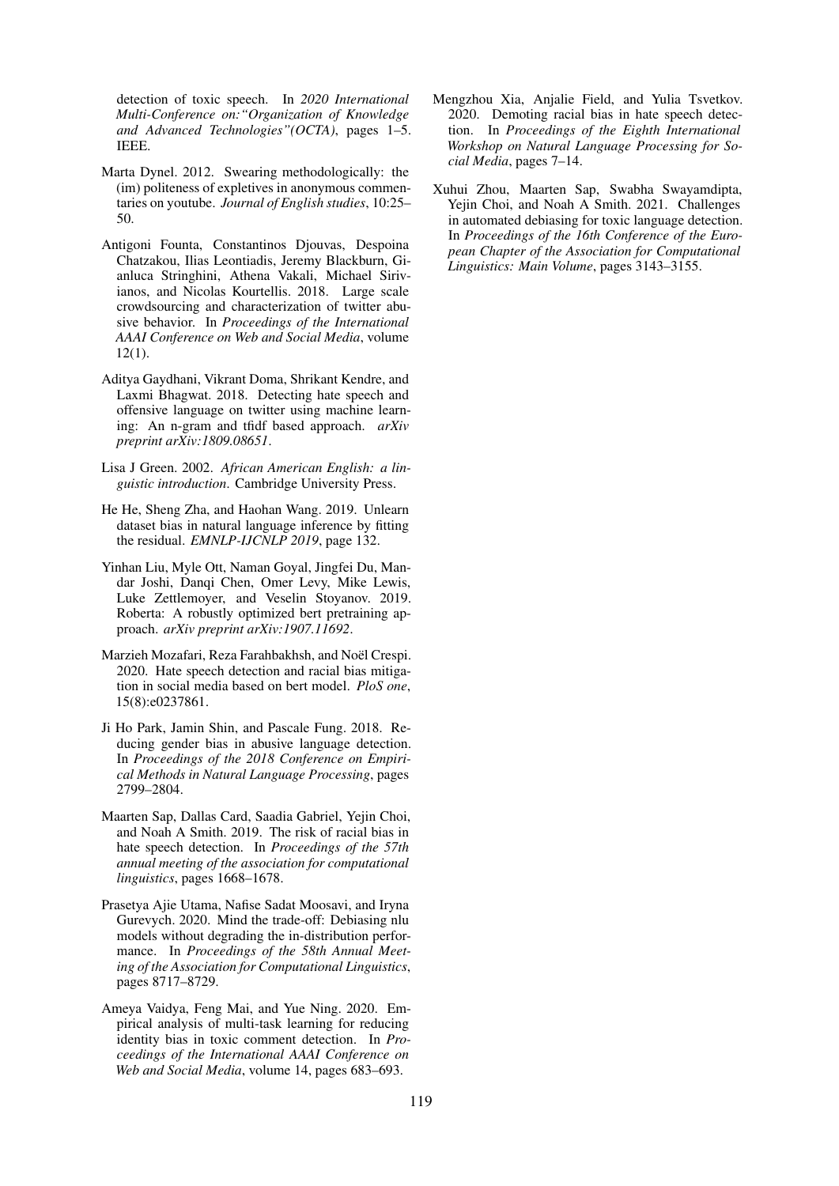detection of toxic speech. In *2020 International Multi-Conference on:"Organization of Knowledge and Advanced Technologies"(OCTA)*, pages 1–5. IEEE.

Marta Dynel. 2012. Swearing methodologically: the (im) politeness of expletives in anonymous commentaries on youtube. *Journal of English studies*, 10:25–50.

Antigoni Founta, Constantinos Djouvas, Despoina Chatzakou, Ilias Leontiadis, Jeremy Blackburn, Gianluca Stringhini, Athena Vakali, Michael Sirivianos, and Nicolas Kourtellis. 2018. Large scale crowdsourcing and characterization of twitter abusive behavior. In *Proceedings of the International AAAI Conference on Web and Social Media*, volume 12(1).

Aditya Gaydhani, Vikrant Doma, Shrikant Kendre, and Laxmi Bhagwat. 2018. Detecting hate speech and offensive language on twitter using machine learning: An n-gram and tfidf based approach. *arXiv preprint arXiv:1809.08651*.

Lisa J Green. 2002. *African American English: a linguistic introduction*. Cambridge University Press.

He He, Sheng Zha, and Haohan Wang. 2019. Unlearn dataset bias in natural language inference by fitting the residual. *EMNLP-IJCNLP 2019*, page 132.

Yinhan Liu, Myle Ott, Naman Goyal, Jingfei Du, Mandar Joshi, Danqi Chen, Omer Levy, Mike Lewis, Luke Zettlemoyer, and Veselin Stoyanov. 2019. Roberta: A robustly optimized bert pretraining approach. *arXiv preprint arXiv:1907.11692*.

Marzieh Mozafari, Reza Farahbakhsh, and Noël Crespi. 2020. Hate speech detection and racial bias mitigation in social media based on bert model. *PloS one*, 15(8):e0237861.

Ji Ho Park, Jamin Shin, and Pascale Fung. 2018. Reducing gender bias in abusive language detection. In *Proceedings of the 2018 Conference on Empirical Methods in Natural Language Processing*, pages 2799–2804.

Maarten Sap, Dallas Card, Saadia Gabriel, Yejin Choi, and Noah A Smith. 2019. The risk of racial bias in hate speech detection. In *Proceedings of the 57th annual meeting of the association for computational linguistics*, pages 1668–1678.

Prasetya Ajie Utama, Nafise Sadat Moosavi, and Iryna Gurevych. 2020. Mind the trade-off: Debiasing nlu models without degrading the in-distribution performance. In *Proceedings of the 58th Annual Meeting of the Association for Computational Linguistics*, pages 8717–8729.

Ameya Vaidya, Feng Mai, and Yue Ning. 2020. Empirical analysis of multi-task learning for reducing identity bias in toxic comment detection. In *Proceedings of the International AAAI Conference on Web and Social Media*, volume 14, pages 683–693.

Mengzhou Xia, Anjalie Field, and Yulia Tsvetkov. 2020. Demoting racial bias in hate speech detection. In *Proceedings of the Eighth International Workshop on Natural Language Processing for Social Media*, pages 7–14.

Xuhui Zhou, Maarten Sap, Swabha Swayamdipta, Yejin Choi, and Noah A Smith. 2021. Challenges in automated debiasing for toxic language detection. In *Proceedings of the 16th Conference of the European Chapter of the Association for Computational Linguistics: Main Volume*, pages 3143–3155.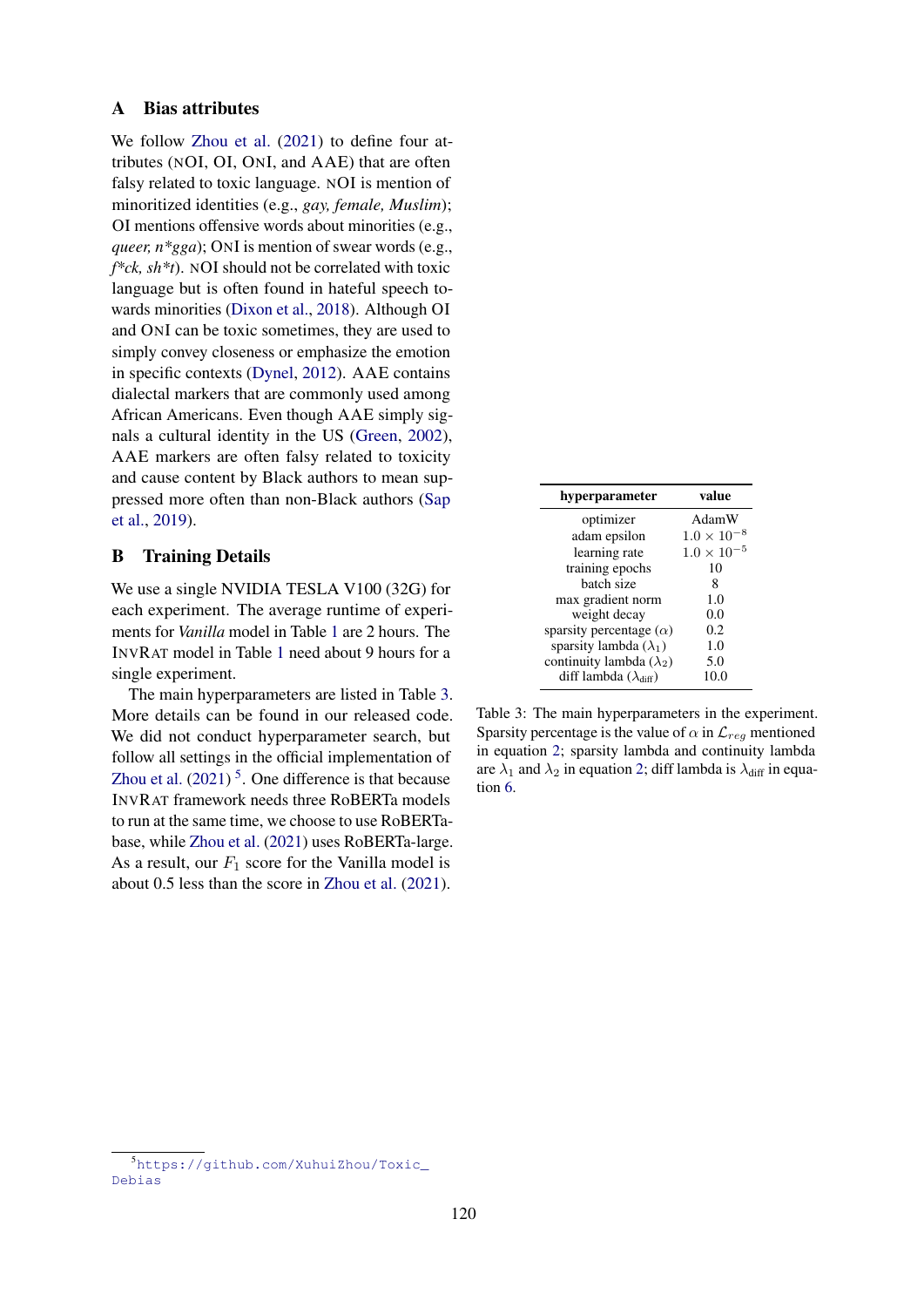## A Bias attributes

We follow Zhou et al. (2021) to define four attributes (NOI, OI, ONI, and AAE) that are often falsy related to toxic language. NOI is mention of minoritized identities (e.g., *gay, female, Muslim*); OI mentions offensive words about minorities (e.g., *queer, n*gga*); ONI is mention of swear words (e.g., *f*ck, sh*t*). NOI should not be correlated with toxic language but is often found in hateful speech towards minorities (Dixon et al., 2018). Although OI and ONI can be toxic sometimes, they are used to simply convey closeness or emphasize the emotion in specific contexts (Dynel, 2012). AAE contains dialectal markers that are commonly used among African Americans. Even though AAE simply signals a cultural identity in the US (Green, 2002), AAE markers are often falsy related to toxicity and cause content by Black authors to mean suppressed more often than non-Black authors (Sap et al., 2019).

## B Training Details

We use a single NVIDIA TESLA V100 (32G) for each experiment. The average runtime of experiments for *Vanilla* model in Table 1 are 2 hours. The INVRAT model in Table 1 need about 9 hours for a single experiment.

The main hyperparameters are listed in Table 3. More details can be found in our released code. We did not conduct hyperparameter search, but follow all settings in the official implementation of Zhou et al. (2021)[5]. One difference is that because INVRAT framework needs three RoBERTa models to run at the same time, we choose to use RoBERTa-base, while Zhou et al. (2021) uses RoBERTa-large. As a result, our $F_1$ score for the Vanilla model is about 0.5 less than the score in Zhou et al. (2021).

| hyperparameter | value |
|---|---|
| optimizer | AdamW |
| adam epsilon | $1.0 \times 10^{-8}$ |
| learning rate | $1.0 \times 10^{-5}$ |
| training epochs | 10 |
| batch size | 8 |
| max gradient norm | 1.0 |
| weight decay | 0.0 |
| sparsity percentage ($\alpha$) | 0.2 |
| sparsity lambda ($\lambda_1$) | 1.0 |
| continuity lambda ($\lambda_2$) | 5.0 |
| diff lambda ($\lambda_{\text{diff}}$) | 10.0 |

Table 3: The main hyperparameters in the experiment. Sparsity percentage is the value of $\alpha$ in $\mathcal{L}_{reg}$ mentioned in equation 2; sparsity lambda and continuity lambda are $\lambda_1$ and $\lambda_2$ in equation 2; diff lambda is $\lambda_{\text{diff}}$ in equation 6.

[5] https://github.com/XuhuiZhou/Toxic_Debias